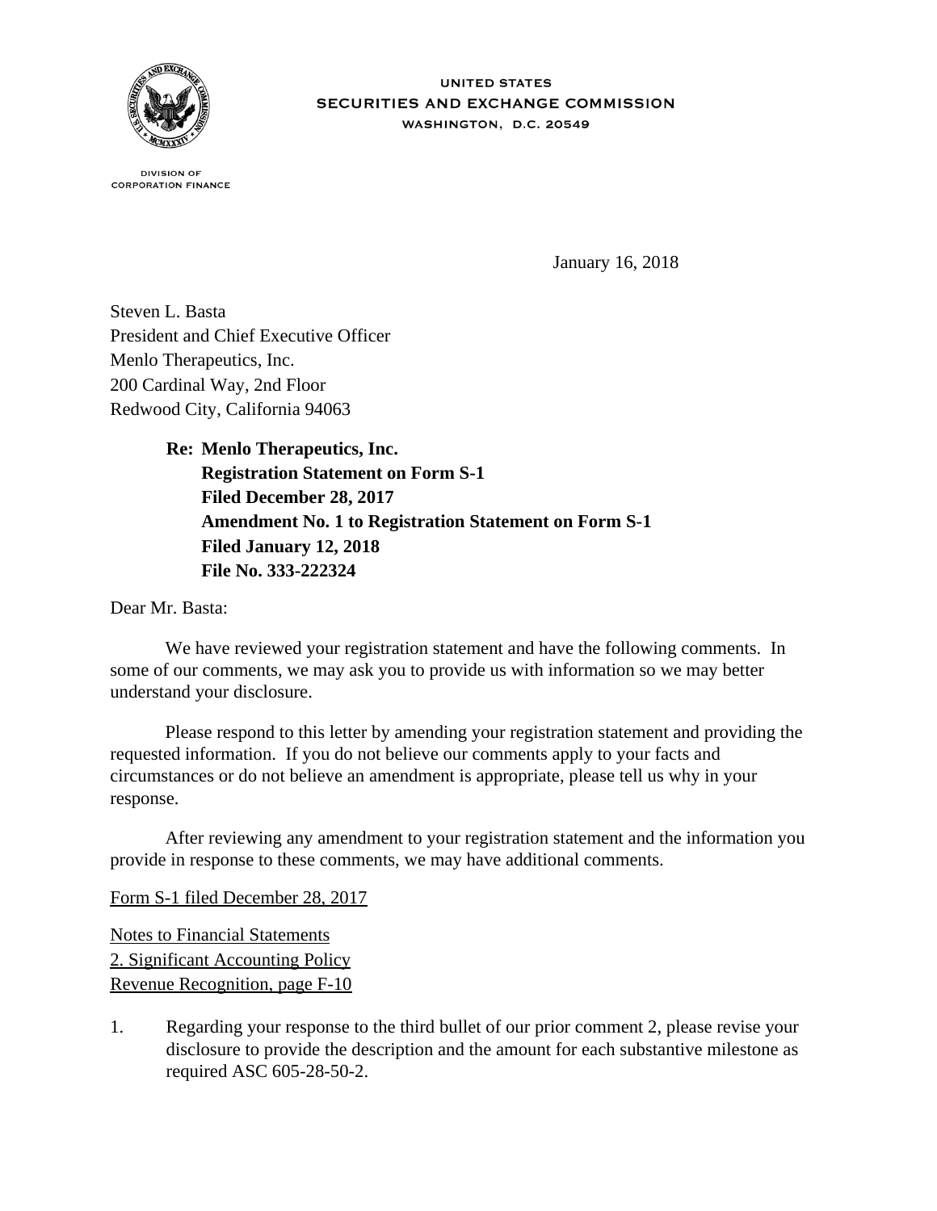UNITED STATES
SECURITIES AND EXCHANGE COMMISSION
WASHINGTON, D.C. 20549

DIVISION OF
CORPORATION FINANCE

January 16, 2018

Steven L. Basta
President and Chief Executive Officer
Menlo Therapeutics, Inc.
200 Cardinal Way, 2nd Floor
Redwood City, California 94063

**Re: Menlo Therapeutics, Inc.**
**Registration Statement on Form S-1**
**Filed December 28, 2017**
**Amendment No. 1 to Registration Statement on Form S-1**
**Filed January 12, 2018**
**File No. 333-222324**

Dear Mr. Basta:

We have reviewed your registration statement and have the following comments. In some of our comments, we may ask you to provide us with information so we may better understand your disclosure.

Please respond to this letter by amending your registration statement and providing the requested information. If you do not believe our comments apply to your facts and circumstances or do not believe an amendment is appropriate, please tell us why in your response.

After reviewing any amendment to your registration statement and the information you provide in response to these comments, we may have additional comments.

Form S-1 filed December 28, 2017

Notes to Financial Statements
2. Significant Accounting Policy
Revenue Recognition, page F-10

1. Regarding your response to the third bullet of our prior comment 2, please revise your disclosure to provide the description and the amount for each substantive milestone as required ASC 605-28-50-2.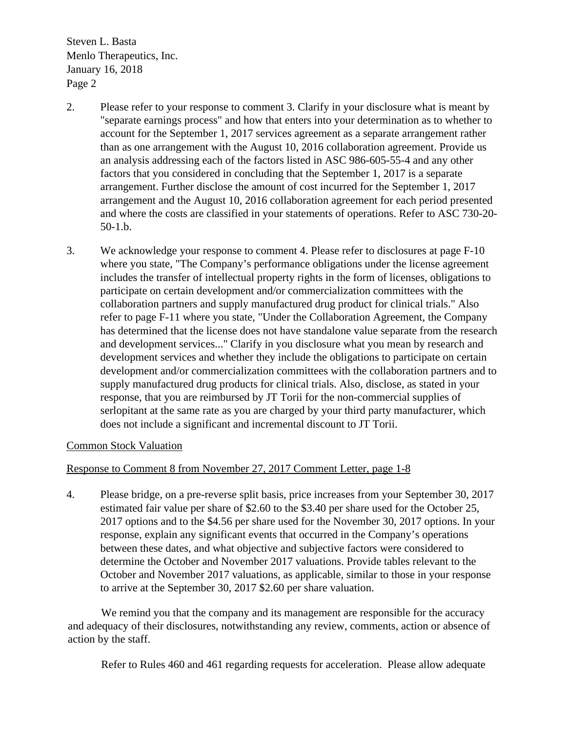2. Please refer to your response to comment 3. Clarify in your disclosure what is meant by "separate earnings process" and how that enters into your determination as to whether to account for the September 1, 2017 services agreement as a separate arrangement rather than as one arrangement with the August 10, 2016 collaboration agreement. Provide us an analysis addressing each of the factors listed in ASC 986-605-55-4 and any other factors that you considered in concluding that the September 1, 2017 is a separate arrangement. Further disclose the amount of cost incurred for the September 1, 2017 arrangement and the August 10, 2016 collaboration agreement for each period presented and where the costs are classified in your statements of operations. Refer to ASC 730-20-50-1.b.

3. We acknowledge your response to comment 4. Please refer to disclosures at page F-10 where you state, "The Company's performance obligations under the license agreement includes the transfer of intellectual property rights in the form of licenses, obligations to participate on certain development and/or commercialization committees with the collaboration partners and supply manufactured drug product for clinical trials." Also refer to page F-11 where you state, "Under the Collaboration Agreement, the Company has determined that the license does not have standalone value separate from the research and development services..." Clarify in you disclosure what you mean by research and development services and whether they include the obligations to participate on certain development and/or commercialization committees with the collaboration partners and to supply manufactured drug products for clinical trials. Also, disclose, as stated in your response, that you are reimbursed by JT Torii for the non-commercial supplies of serlopitant at the same rate as you are charged by your third party manufacturer, which does not include a significant and incremental discount to JT Torii.

Common Stock Valuation

Response to Comment 8 from November 27, 2017 Comment Letter, page 1-8

4. Please bridge, on a pre-reverse split basis, price increases from your September 30, 2017 estimated fair value per share of $2.60 to the $3.40 per share used for the October 25, 2017 options and to the $4.56 per share used for the November 30, 2017 options. In your response, explain any significant events that occurred in the Company's operations between these dates, and what objective and subjective factors were considered to determine the October and November 2017 valuations. Provide tables relevant to the October and November 2017 valuations, as applicable, similar to those in your response to arrive at the September 30, 2017 $2.60 per share valuation.

We remind you that the company and its management are responsible for the accuracy and adequacy of their disclosures, notwithstanding any review, comments, action or absence of action by the staff.

Refer to Rules 460 and 461 regarding requests for acceleration. Please allow adequate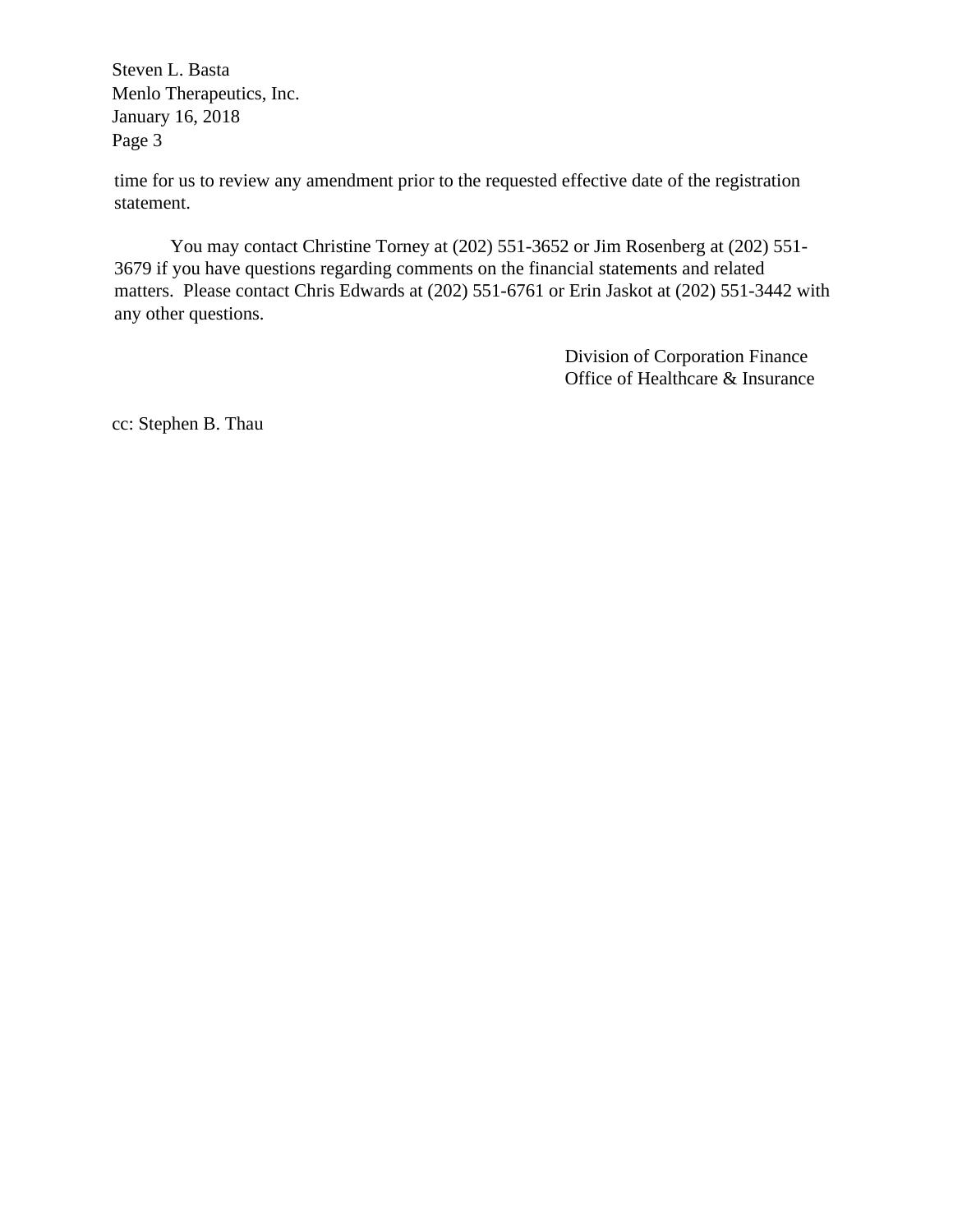time for us to review any amendment prior to the requested effective date of the registration statement.

You may contact Christine Torney at (202) 551-3652 or Jim Rosenberg at (202) 551-3679 if you have questions regarding comments on the financial statements and related matters. Please contact Chris Edwards at (202) 551-6761 or Erin Jaskot at (202) 551-3442 with any other questions.

Division of Corporation Finance
Office of Healthcare & Insurance

cc: Stephen B. Thau